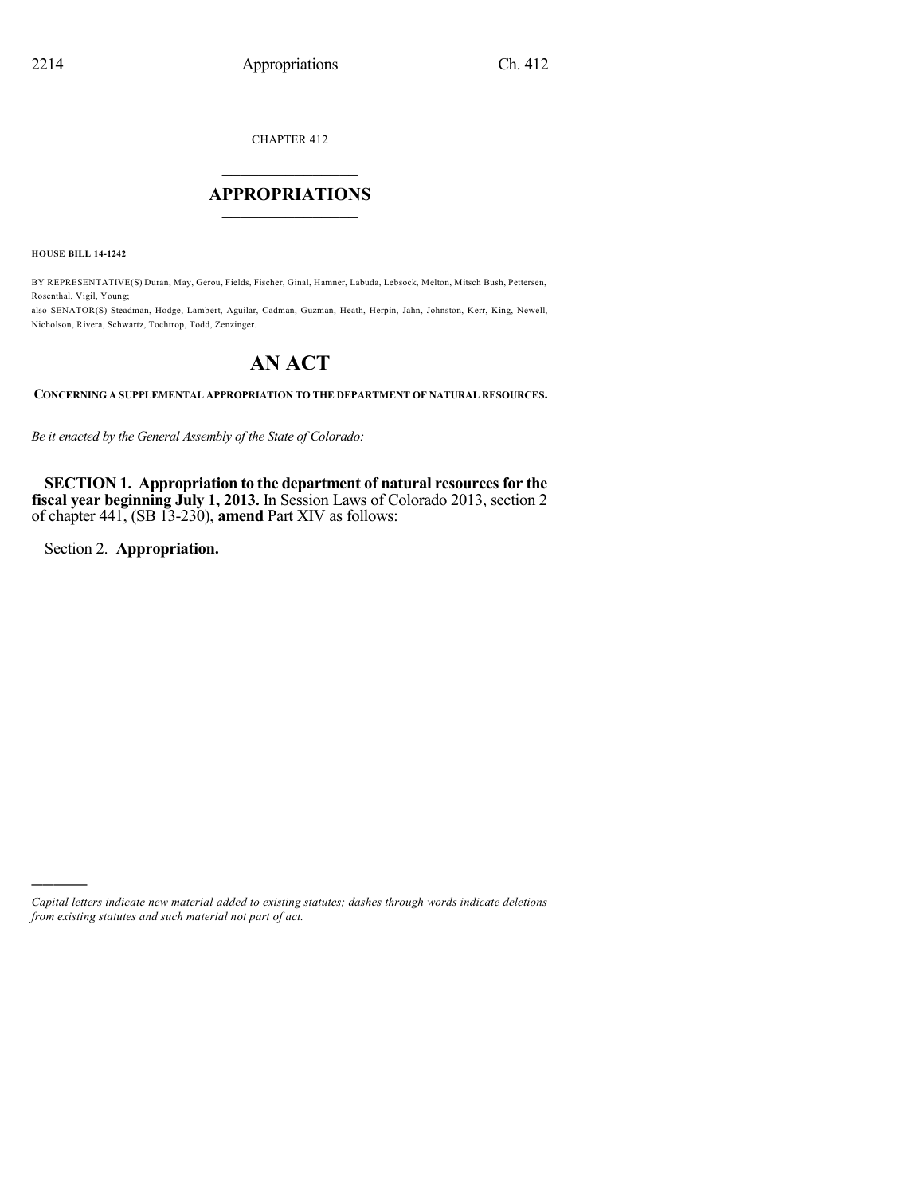CHAPTER 412

# APPROPRIATIONS

**HOUSE BILL 14-1242**

BY REPRESENTATIVE(S) Duran, May, Gerou, Fields, Fischer, Ginal, Hamner, Labuda, Lebsock, Melton, Mitsch Bush, Pettersen, Rosenthal, Vigil, Young;
also SENATOR(S) Steadman, Hodge, Lambert, Aguilar, Cadman, Guzman, Heath, Herpin, Jahn, Johnston, Kerr, King, Newell, Nicholson, Rivera, Schwartz, Tochtrop, Todd, Zenzinger.

# AN ACT

**CONCERNING A SUPPLEMENTAL APPROPRIATION TO THE DEPARTMENT OF NATURAL RESOURCES.**

*Be it enacted by the General Assembly of the State of Colorado:*

**SECTION 1. Appropriation to the department of natural resources for the fiscal year beginning July 1, 2013.** In Session Laws of Colorado 2013, section 2 of chapter 441, (SB 13-230), **amend** Part XIV as follows:

Section 2. **Appropriation.**

---

*Capital letters indicate new material added to existing statutes; dashes through words indicate deletions from existing statutes and such material not part of act.*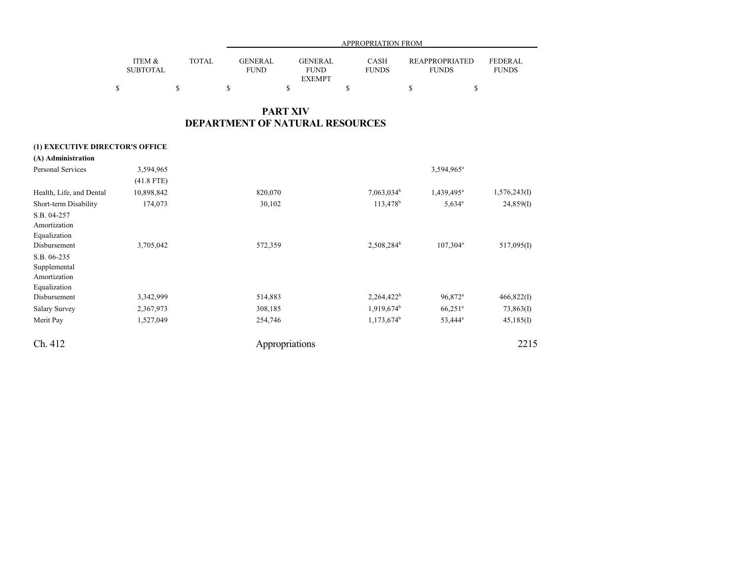## PART XIV
## DEPARTMENT OF NATURAL RESOURCES

| | ITEM & SUBTOTAL | TOTAL | GENERAL FUND | GENERAL FUND EXEMPT | CASH FUNDS | REAPPROPRIATED FUNDS | FEDERAL FUNDS |
|---|---|---|---|---|---|---|---|
| | | | APPROPRIATION FROM | | | | |
| | $ | $ | $ | $ | $ | $ | $ |
| **(1) EXECUTIVE DIRECTOR'S OFFICE** | | | | | | | |
| **(A) Administration** | | | | | | | |
| Personal Services | 3,594,965 | | | | | 3,594,965[a] | |
| | (41.8 FTE) | | | | | | |
| Health, Life, and Dental | 10,898,842 | | 820,070 | | 7,063,034[b] | 1,439,495[a] | 1,576,243(I) |
| Short-term Disability | 174,073 | | 30,102 | | 113,478[b] | 5,634[a] | 24,859(I) |
| S.B. 04-257 Amortization Equalization Disbursement | 3,705,042 | | 572,359 | | 2,508,284[b] | 107,304[a] | 517,095(I) |
| S.B. 06-235 Supplemental Amortization Equalization Disbursement | 3,342,999 | | 514,883 | | 2,264,422[b] | 96,872[a] | 466,822(I) |
| Salary Survey | 2,367,973 | | 308,185 | | 1,919,674[b] | 66,251[a] | 73,863(I) |
| Merit Pay | 1,527,049 | | 254,746 | | 1,173,674[b] | 53,444[a] | 45,185(I) |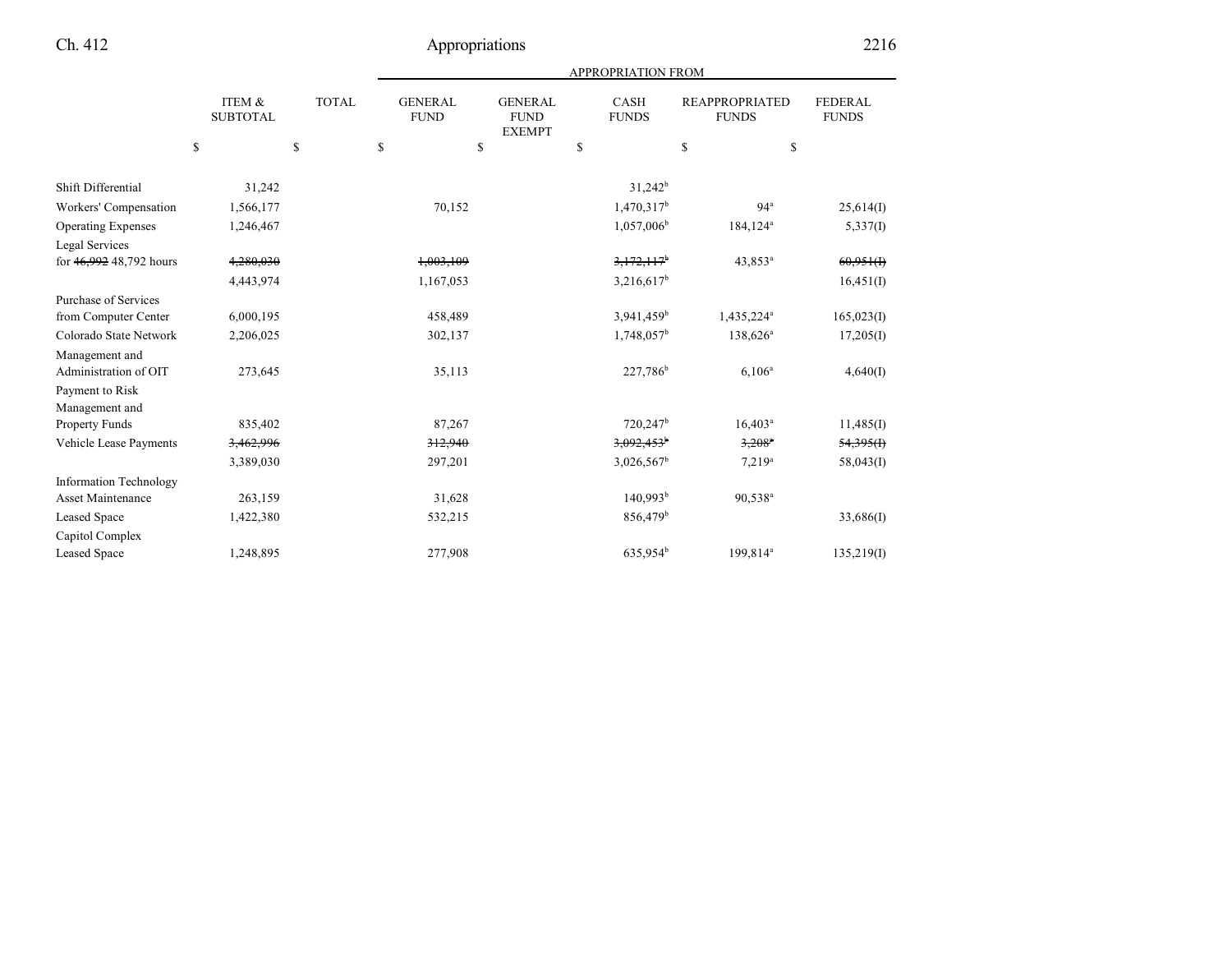| | ITEM & SUBTOTAL | TOTAL | GENERAL FUND | GENERAL FUND EXEMPT | CASH FUNDS | REAPPROPRIATED FUNDS | FEDERAL FUNDS |
|---|---|---|---|---|---|---|---|
| | | | APPROPRIATION FROM | | | | |
| | $ | $ | $ | $ | $ | $ | $ |
| Shift Differential | 31,242 | | | | 31,242[b] | | |
| Workers' Compensation | 1,566,177 | | 70,152 | | 1,470,317[b] | 94[a] | 25,614(I) |
| Operating Expenses | 1,246,467 | | | | 1,057,006[b] | 184,124[a] | 5,337(I) |
| Legal Services for ~~46,992~~ 48,792 hours | ~~4,280,030~~ | | ~~1,003,109~~ | | ~~3,172,117[b]~~ | 43,853[a] | ~~60,951(I)~~ |
| | 4,443,974 | | 1,167,053 | | 3,216,617[b] | | 16,451(I) |
| Purchase of Services from Computer Center | 6,000,195 | | 458,489 | | 3,941,459[b] | 1,435,224[a] | 165,023(I) |
| Colorado State Network | 2,206,025 | | 302,137 | | 1,748,057[b] | 138,626[a] | 17,205(I) |
| Management and Administration of OIT | 273,645 | | 35,113 | | 227,786[b] | 6,106[a] | 4,640(I) |
| Payment to Risk Management and Property Funds | 835,402 | | 87,267 | | 720,247[b] | 16,403[a] | 11,485(I) |
| Vehicle Lease Payments | ~~3,462,996~~ | | ~~312,940~~ | | ~~3,092,453[b]~~ | ~~3,208[a]~~ | ~~54,395(I)~~ |
| | 3,389,030 | | 297,201 | | 3,026,567[b] | 7,219[a] | 58,043(I) |
| Information Technology Asset Maintenance | 263,159 | | 31,628 | | 140,993[b] | 90,538[a] | |
| Leased Space | 1,422,380 | | 532,215 | | 856,479[b] | | 33,686(I) |
| Capitol Complex Leased Space | 1,248,895 | | 277,908 | | 635,954[b] | 199,814[a] | 135,219(I) |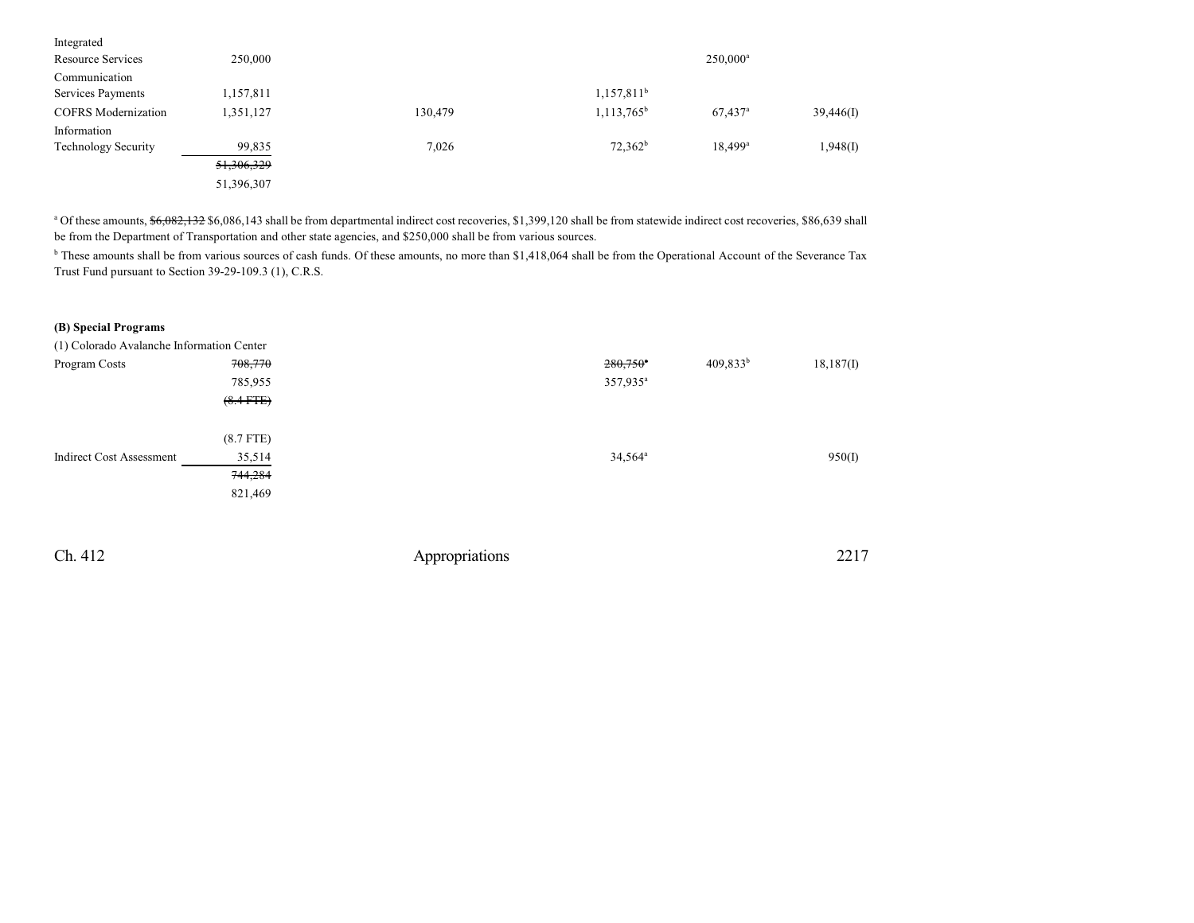| | | | | | |
|---|---|---|---|---|---|
| Integrated Resource Services | 250,000 | | | 250,000[a] | |
| Communication Services Payments | 1,157,811 | | 1,157,811[b] | | |
| COFRS Modernization | 1,351,127 | 130,479 | 1,113,765[b] | 67,437[a] | 39,446(I) |
| Information Technology Security | 99,835 | 7,026 | 72,362[b] | 18,499[a] | 1,948(I) |
| | ~~51,306,329~~ | | | | |
| | 51,396,307 | | | | |

[a] Of these amounts, ~~$6,082,132~~ $6,086,143 shall be from departmental indirect cost recoveries, $1,399,120 shall be from statewide indirect cost recoveries, $86,639 shall be from the Department of Transportation and other state agencies, and $250,000 shall be from various sources.

[b] These amounts shall be from various sources of cash funds. Of these amounts, no more than $1,418,064 shall be from the Operational Account of the Severance Tax Trust Fund pursuant to Section 39-29-109.3 (1), C.R.S.

**(B) Special Programs**

(1) Colorado Avalanche Information Center

| | | | | | |
|---|---|---|---|---|---|
| Program Costs | ~~708,770~~ | | ~~280,750~~[a] | 409,833[b] | 18,187(I) |
| | 785,955 | | 357,935[a] | | |
| | ~~(8.4 FTE)~~ | | | | |
| | (8.7 FTE) | | | | |
| Indirect Cost Assessment | 35,514 | | 34,564[a] | | 950(I) |
| | ~~744,284~~ | | | | |
| | 821,469 | | | | |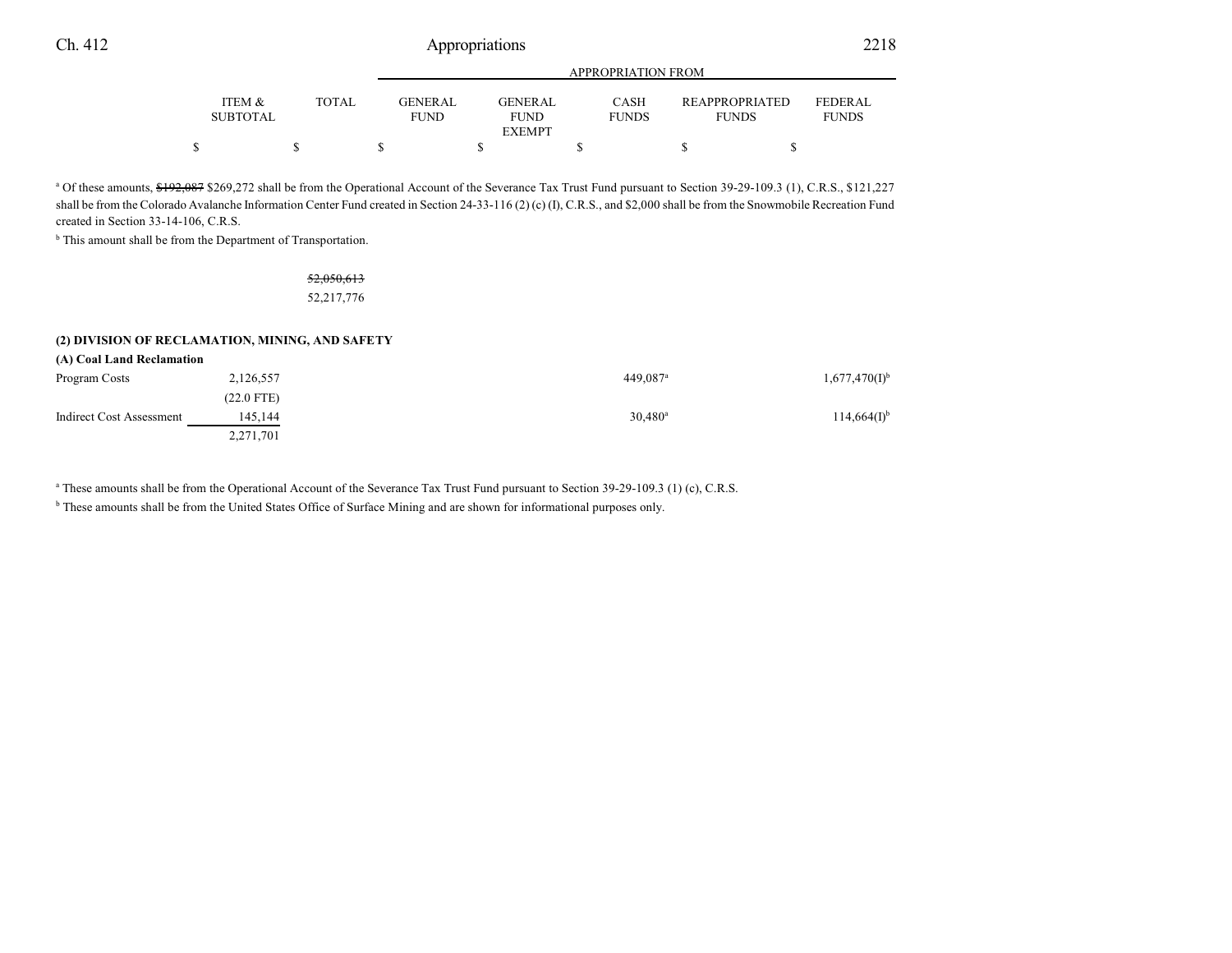| | ITEM & SUBTOTAL | TOTAL | GENERAL FUND | GENERAL FUND EXEMPT | CASH FUNDS | REAPPROPRIATED FUNDS | FEDERAL FUNDS |
|---|---|---|---|---|---|---|---|
| | | | APPROPRIATION FROM | | | | |
| | $ | $ | $ | $ | $ | $ | $ |

[a] Of these amounts, ~~$192,087~~ $269,272 shall be from the Operational Account of the Severance Tax Trust Fund pursuant to Section 39-29-109.3 (1), C.R.S., $121,227 shall be from the Colorado Avalanche Information Center Fund created in Section 24-33-116 (2) (c) (I), C.R.S., and $2,000 shall be from the Snowmobile Recreation Fund created in Section 33-14-106, C.R.S.

[b] This amount shall be from the Department of Transportation.

| | ITEM & SUBTOTAL | TOTAL | GENERAL FUND | GENERAL FUND EXEMPT | CASH FUNDS | REAPPROPRIATED FUNDS | FEDERAL FUNDS |
|---|---|---|---|---|---|---|---|
| | | ~~52,050,613~~ 52,217,776 | | | | | |

**(2) DIVISION OF RECLAMATION, MINING, AND SAFETY**

**(A) Coal Land Reclamation**

| | ITEM & SUBTOTAL | TOTAL | GENERAL FUND | GENERAL FUND EXEMPT | CASH FUNDS | REAPPROPRIATED FUNDS | FEDERAL FUNDS |
|---|---|---|---|---|---|---|---|
| Program Costs | 2,126,557 (22.0 FTE) | | | | 449,087[a] | | 1,677,470(I)[b] |
| Indirect Cost Assessment | 145,144 | | | | 30,480[a] | | 114,664(I)[b] |
| | 2,271,701 | | | | | | |

[a] These amounts shall be from the Operational Account of the Severance Tax Trust Fund pursuant to Section 39-29-109.3 (1) (c), C.R.S.

[b] These amounts shall be from the United States Office of Surface Mining and are shown for informational purposes only.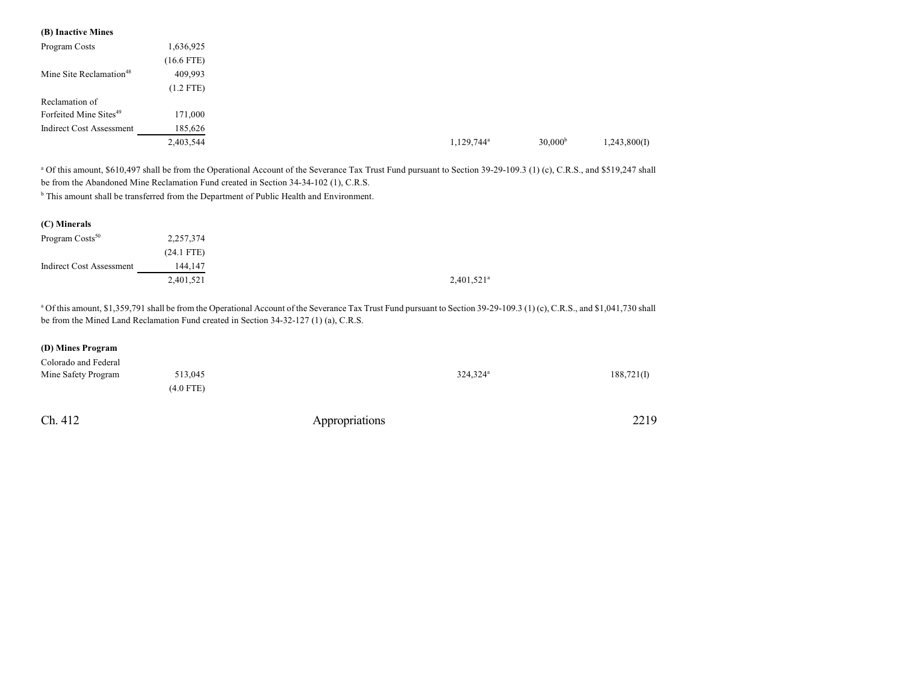**(B) Inactive Mines**

| | | | | | | | |
|---|---|---|---|---|---|---|---|
| Program Costs | 1,636,925 | | | | | | |
| | (16.6 FTE) | | | | | | |
| Mine Site Reclamation[48] | 409,993 | | | | | | |
| | (1.2 FTE) | | | | | | |
| Reclamation of Forfeited Mine Sites[49] | 171,000 | | | | | | |
| Indirect Cost Assessment | 185,626 | | | | | | |
| | 2,403,544 | | | | 1,129,744[a] | 30,000[b] | 1,243,800(I) |

[a] Of this amount, $610,497 shall be from the Operational Account of the Severance Tax Trust Fund pursuant to Section 39-29-109.3 (1) (c), C.R.S., and $519,247 shall be from the Abandoned Mine Reclamation Fund created in Section 34-34-102 (1), C.R.S.

[b] This amount shall be transferred from the Department of Public Health and Environment.

**(C) Minerals**

| | | | | | | | |
|---|---|---|---|---|---|---|---|
| Program Costs[50] | 2,257,374 | | | | | | |
| | (24.1 FTE) | | | | | | |
| Indirect Cost Assessment | 144,147 | | | | | | |
| | 2,401,521 | | | | 2,401,521[a] | | |

[a] Of this amount, $1,359,791 shall be from the Operational Account of the Severance Tax Trust Fund pursuant to Section 39-29-109.3 (1) (c), C.R.S., and $1,041,730 shall be from the Mined Land Reclamation Fund created in Section 34-32-127 (1) (a), C.R.S.

**(D) Mines Program**

| | | | | | | | |
|---|---|---|---|---|---|---|---|
| Colorado and Federal Mine Safety Program | 513,045 | | | | 324,324[a] | | 188,721(I) |
| | (4.0 FTE) | | | | | | |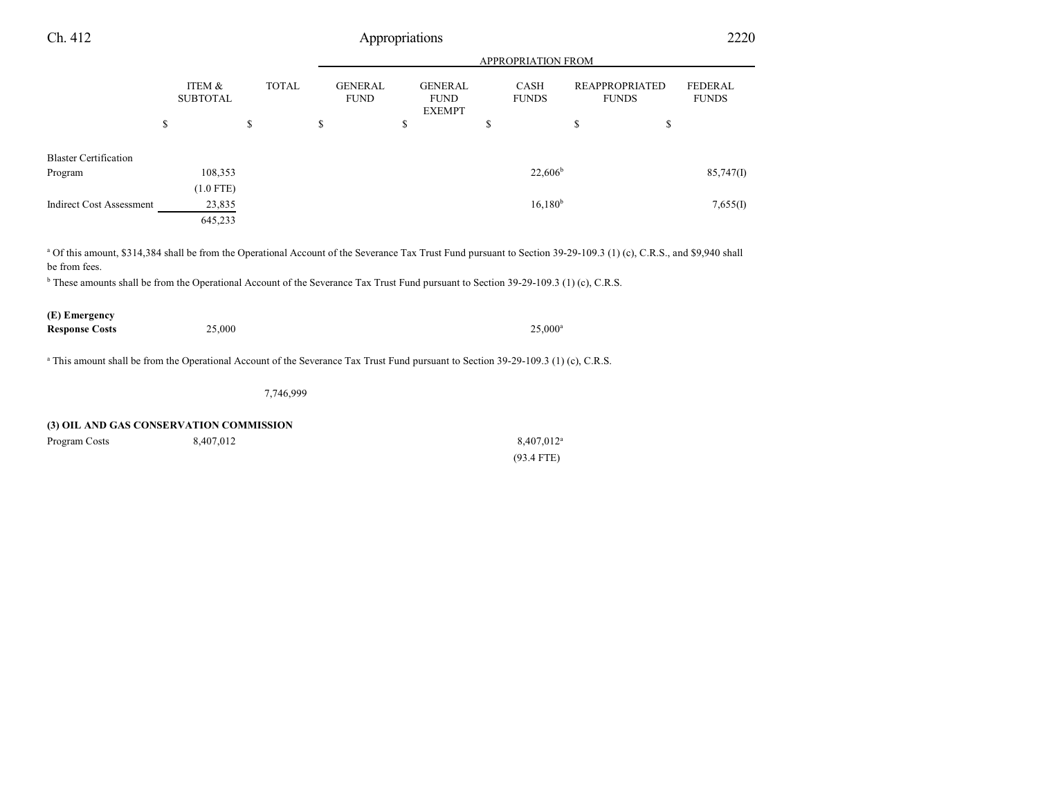| | ITEM & SUBTOTAL | TOTAL | GENERAL FUND | GENERAL FUND EXEMPT | CASH FUNDS | REAPPROPRIATED FUNDS | FEDERAL FUNDS |
|---|---|---|---|---|---|---|---|
| | $ | $ | $ | $ | $ | $ | $ |
| Blaster Certification Program | 108,353 | | | | 22,606[b] | | 85,747(I) |
| | (1.0 FTE) | | | | | | |
| Indirect Cost Assessment | 23,835 | | | | 16,180[b] | | 7,655(I) |
| | 645,233 | | | | | | |

[a] Of this amount, $314,384 shall be from the Operational Account of the Severance Tax Trust Fund pursuant to Section 39-29-109.3 (1) (c), C.R.S., and $9,940 shall be from fees.

[b] These amounts shall be from the Operational Account of the Severance Tax Trust Fund pursuant to Section 39-29-109.3 (1) (c), C.R.S.

| | ITEM & SUBTOTAL | TOTAL | GENERAL FUND | GENERAL FUND EXEMPT | CASH FUNDS | REAPPROPRIATED FUNDS | FEDERAL FUNDS |
|---|---|---|---|---|---|---|---|
| **(E) Emergency Response Costs** | 25,000 | | | | 25,000[a] | | |

[a] This amount shall be from the Operational Account of the Severance Tax Trust Fund pursuant to Section 39-29-109.3 (1) (c), C.R.S.

| | ITEM & SUBTOTAL | TOTAL | GENERAL FUND | GENERAL FUND EXEMPT | CASH FUNDS | REAPPROPRIATED FUNDS | FEDERAL FUNDS |
|---|---|---|---|---|---|---|---|
| | | 7,746,999 | | | | | |

**(3) OIL AND GAS CONSERVATION COMMISSION**

| | ITEM & SUBTOTAL | TOTAL | GENERAL FUND | GENERAL FUND EXEMPT | CASH FUNDS | REAPPROPRIATED FUNDS | FEDERAL FUNDS |
|---|---|---|---|---|---|---|---|
| Program Costs | 8,407,012 | | | | 8,407,012[a] | | |
| | | | | | (93.4 FTE) | | |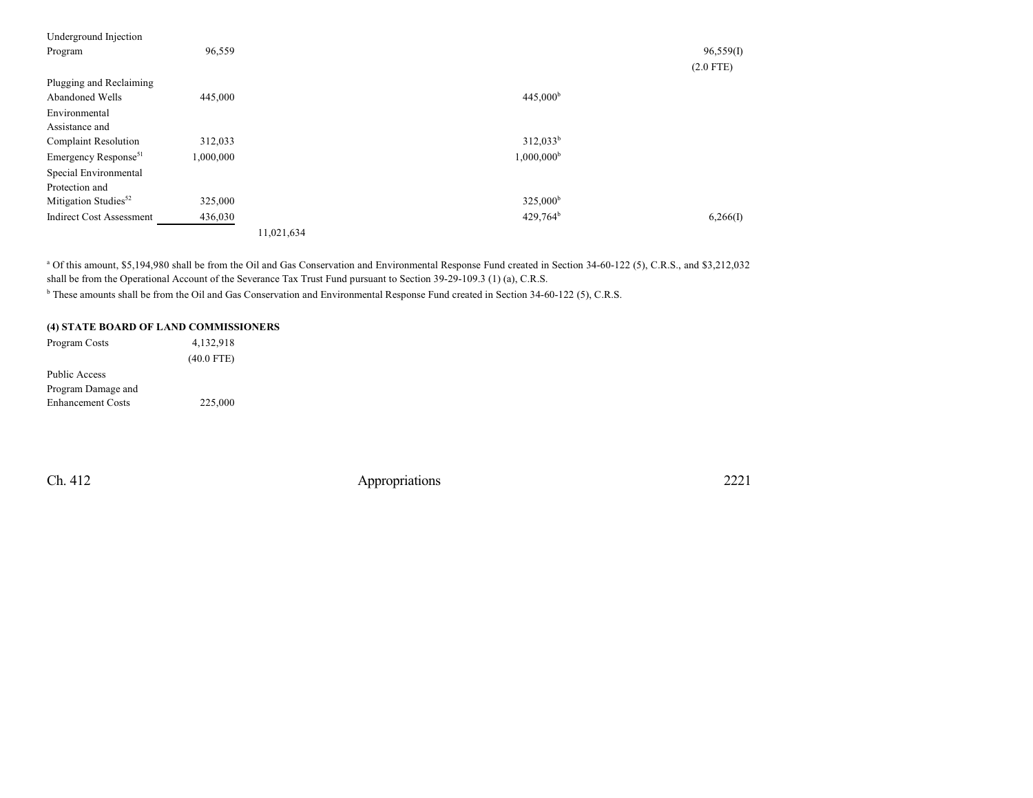| | | | | | | |
|---|---|---|---|---|---|---|
| Underground Injection Program | 96,559 | | | | | 96,559(I) |
| | | | | | | (2.0 FTE) |
| Plugging and Reclaiming Abandoned Wells | 445,000 | | | 445,000[b] | | |
| Environmental Assistance and Complaint Resolution | 312,033 | | | 312,033[b] | | |
| Emergency Response[51] | 1,000,000 | | | 1,000,000[b] | | |
| Special Environmental Protection and Mitigation Studies[52] | 325,000 | | | 325,000[b] | | |
| Indirect Cost Assessment | 436,030 | | | 429,764[b] | | 6,266(I) |
| | | 11,021,634 | | | | |

[a] Of this amount, $5,194,980 shall be from the Oil and Gas Conservation and Environmental Response Fund created in Section 34-60-122 (5), C.R.S., and $3,212,032 shall be from the Operational Account of the Severance Tax Trust Fund pursuant to Section 39-29-109.3 (1) (a), C.R.S.

[b] These amounts shall be from the Oil and Gas Conservation and Environmental Response Fund created in Section 34-60-122 (5), C.R.S.

**(4) STATE BOARD OF LAND COMMISSIONERS**

| | |
|---|---|
| Program Costs | 4,132,918 |
| | (40.0 FTE) |
| Public Access Program Damage and Enhancement Costs | 225,000 |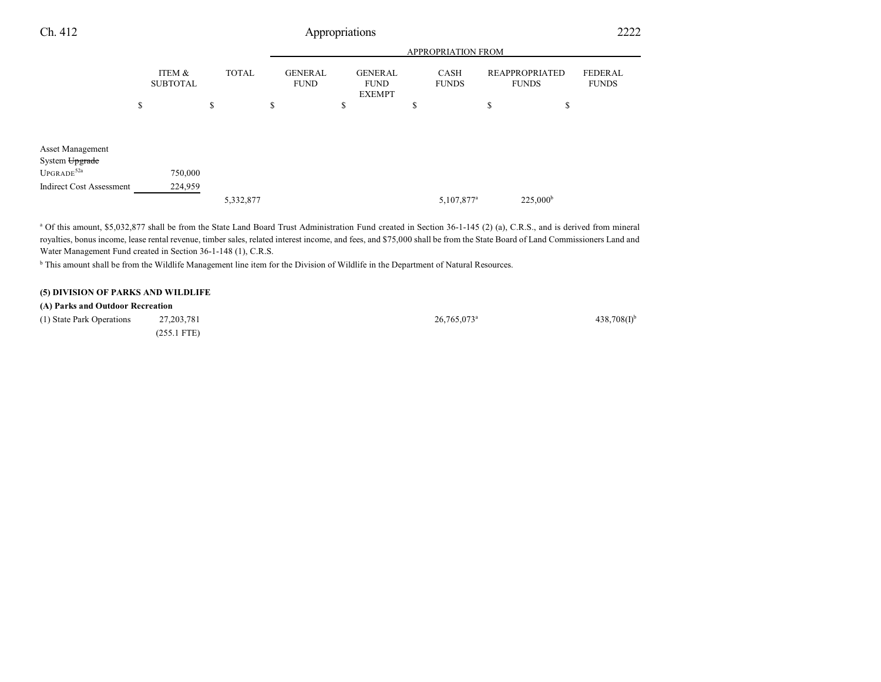| | ITEM & SUBTOTAL | TOTAL | APPROPRIATION FROM GENERAL FUND | GENERAL FUND EXEMPT | CASH FUNDS | REAPPROPRIATED FUNDS | FEDERAL FUNDS |
|---|---|---|---|---|---|---|---|
| | $ | $ | $ | $ | $ | $ | $ |
| Asset Management System ~~Upgrade~~ UPGRADE[52a] | 750,000 | | | | | | |
| Indirect Cost Assessment | 224,959 | | | | | | |
| | | 5,332,877 | | | 5,107,877[a] | 225,000[b] | |

[a] Of this amount, $5,032,877 shall be from the State Land Board Trust Administration Fund created in Section 36-1-145 (2) (a), C.R.S., and is derived from mineral royalties, bonus income, lease rental revenue, timber sales, related interest income, and fees, and $75,000 shall be from the State Board of Land Commissioners Land and Water Management Fund created in Section 36-1-148 (1), C.R.S.

[b] This amount shall be from the Wildlife Management line item for the Division of Wildlife in the Department of Natural Resources.

**(5) DIVISION OF PARKS AND WILDLIFE**

**(A) Parks and Outdoor Recreation**

| | ITEM & SUBTOTAL | TOTAL | GENERAL FUND | GENERAL FUND EXEMPT | CASH FUNDS | REAPPROPRIATED FUNDS | FEDERAL FUNDS |
|---|---|---|---|---|---|---|---|
| (1) State Park Operations | 27,203,781 (255.1 FTE) | | | | 26,765,073[a] | | 438,708(I)[b] |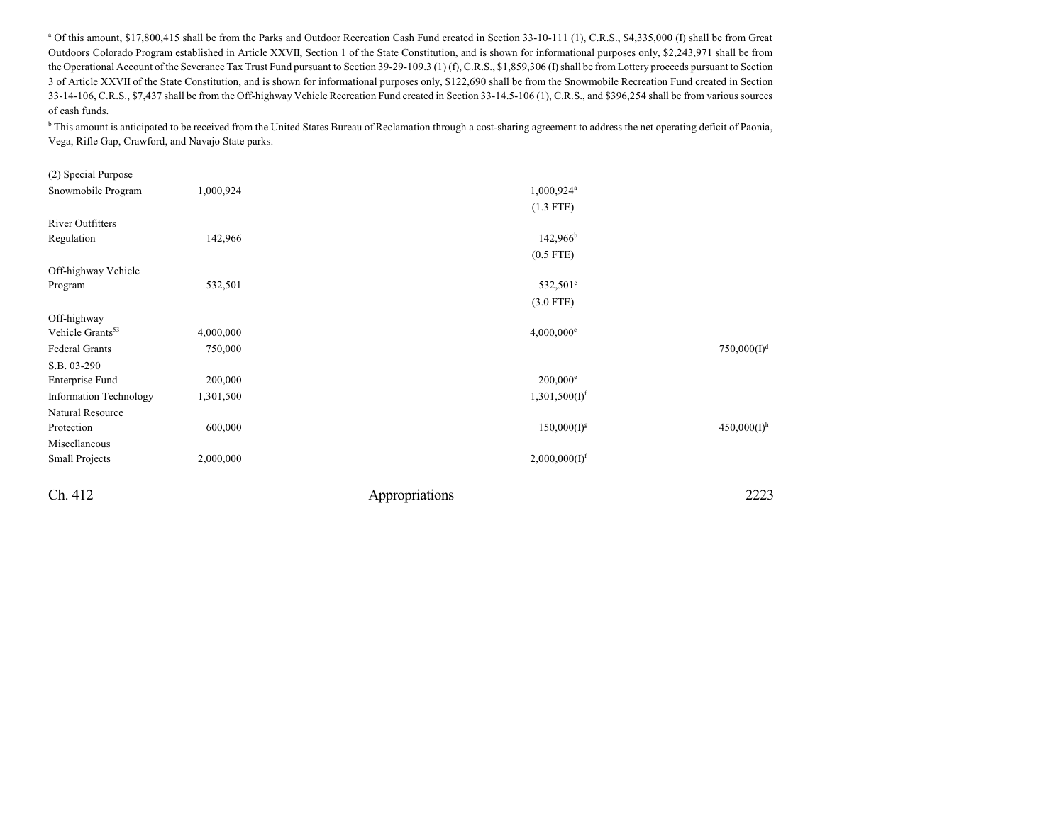[a] Of this amount, $17,800,415 shall be from the Parks and Outdoor Recreation Cash Fund created in Section 33-10-111 (1), C.R.S., $4,335,000 (I) shall be from Great Outdoors Colorado Program established in Article XXVII, Section 1 of the State Constitution, and is shown for informational purposes only, $2,243,971 shall be from the Operational Account of the Severance Tax Trust Fund pursuant to Section 39-29-109.3 (1) (f), C.R.S., $1,859,306 (I) shall be from Lottery proceeds pursuant to Section 3 of Article XXVII of the State Constitution, and is shown for informational purposes only, $122,690 shall be from the Snowmobile Recreation Fund created in Section 33-14-106, C.R.S., $7,437 shall be from the Off-highway Vehicle Recreation Fund created in Section 33-14.5-106 (1), C.R.S., and $396,254 shall be from various sources of cash funds.

[b] This amount is anticipated to be received from the United States Bureau of Reclamation through a cost-sharing agreement to address the net operating deficit of Paonia, Vega, Rifle Gap, Crawford, and Navajo State parks.

| | | | | | |
|---|---|---|---|---|---|
| (2) Special Purpose | | | | | |
| Snowmobile Program | 1,000,924 | | 1,000,924[a] | | |
| | | | (1.3 FTE) | | |
| River Outfitters Regulation | 142,966 | | 142,966[b] | | |
| | | | (0.5 FTE) | | |
| Off-highway Vehicle Program | 532,501 | | 532,501[c] | | |
| | | | (3.0 FTE) | | |
| Off-highway Vehicle Grants[53] | 4,000,000 | | 4,000,000[c] | | |
| Federal Grants | 750,000 | | | | 750,000(I)[d] |
| S.B. 03-290 Enterprise Fund | 200,000 | | 200,000[e] | | |
| Information Technology | 1,301,500 | | 1,301,500(I)[f] | | |
| Natural Resource Protection | 600,000 | | 150,000(I)[g] | | 450,000(I)[h] |
| Miscellaneous Small Projects | 2,000,000 | | 2,000,000(I)[f] | | |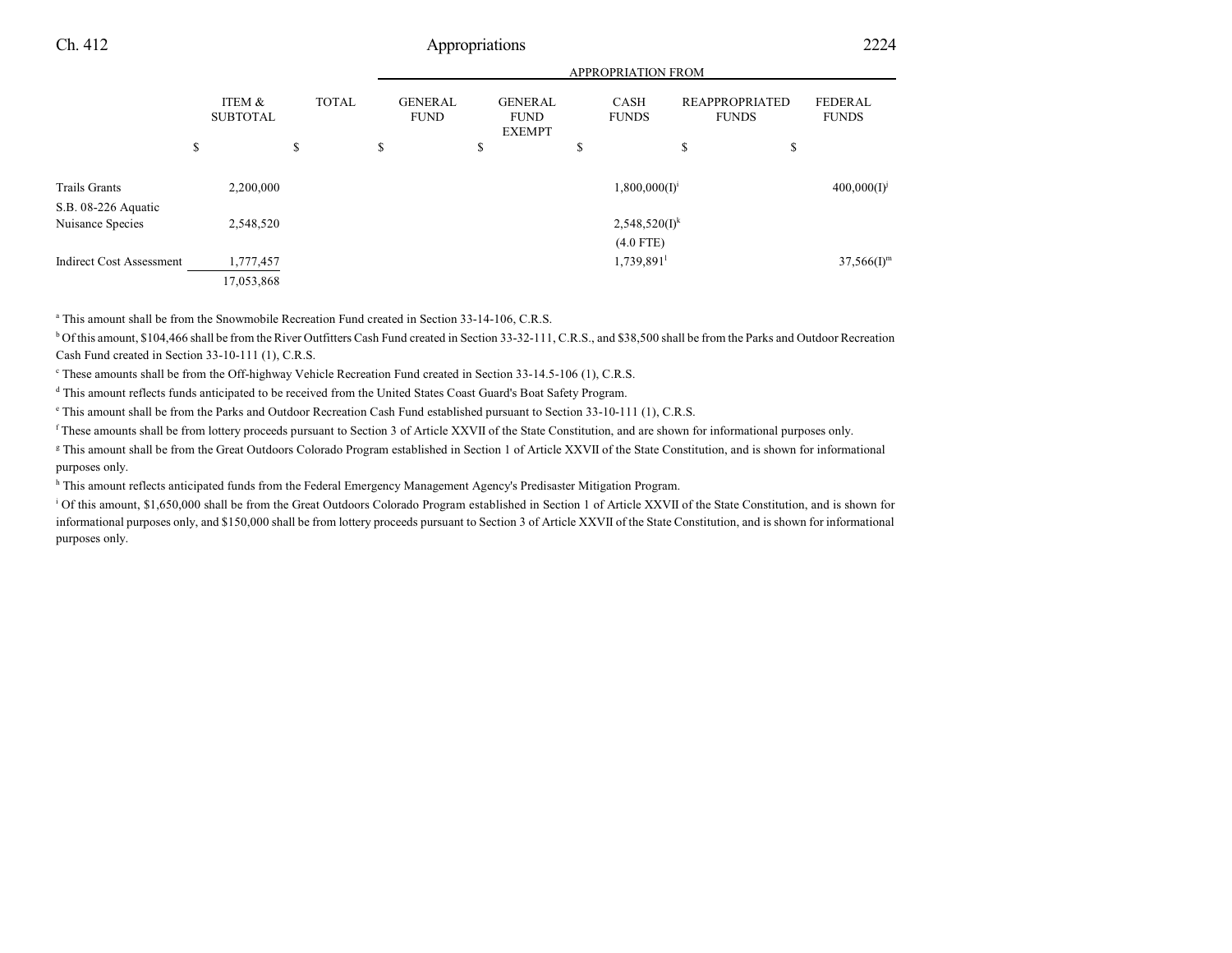| | ITEM & SUBTOTAL | TOTAL | GENERAL FUND | GENERAL FUND EXEMPT | CASH FUNDS | REAPPROPRIATED FUNDS | FEDERAL FUNDS |
|---|---|---|---|---|---|---|---|
| | | | APPROPRIATION FROM | | | | |
| | $ | $ | $ | $ | $ | $ | $ |
| Trails Grants | 2,200,000 | | | | 1,800,000(I)[i] | | 400,000(I)[j] |
| S.B. 08-226 Aquatic Nuisance Species | 2,548,520 | | | | 2,548,520(I)[k] (4.0 FTE) | | |
| Indirect Cost Assessment | 1,777,457 | | | | 1,739,891[l] | | 37,566(I)[m] |
| | 17,053,868 | | | | | | |

[a] This amount shall be from the Snowmobile Recreation Fund created in Section 33-14-106, C.R.S.

[b] Of this amount, $104,466 shall be from the River Outfitters Cash Fund created in Section 33-32-111, C.R.S., and $38,500 shall be from the Parks and Outdoor Recreation Cash Fund created in Section 33-10-111 (1), C.R.S.

[c] These amounts shall be from the Off-highway Vehicle Recreation Fund created in Section 33-14.5-106 (1), C.R.S.

[d] This amount reflects funds anticipated to be received from the United States Coast Guard's Boat Safety Program.

[e] This amount shall be from the Parks and Outdoor Recreation Cash Fund established pursuant to Section 33-10-111 (1), C.R.S.

[f] These amounts shall be from lottery proceeds pursuant to Section 3 of Article XXVII of the State Constitution, and are shown for informational purposes only.

[g] This amount shall be from the Great Outdoors Colorado Program established in Section 1 of Article XXVII of the State Constitution, and is shown for informational purposes only.

[h] This amount reflects anticipated funds from the Federal Emergency Management Agency's Predisaster Mitigation Program.

[i] Of this amount, $1,650,000 shall be from the Great Outdoors Colorado Program established in Section 1 of Article XXVII of the State Constitution, and is shown for informational purposes only, and $150,000 shall be from lottery proceeds pursuant to Section 3 of Article XXVII of the State Constitution, and is shown for informational purposes only.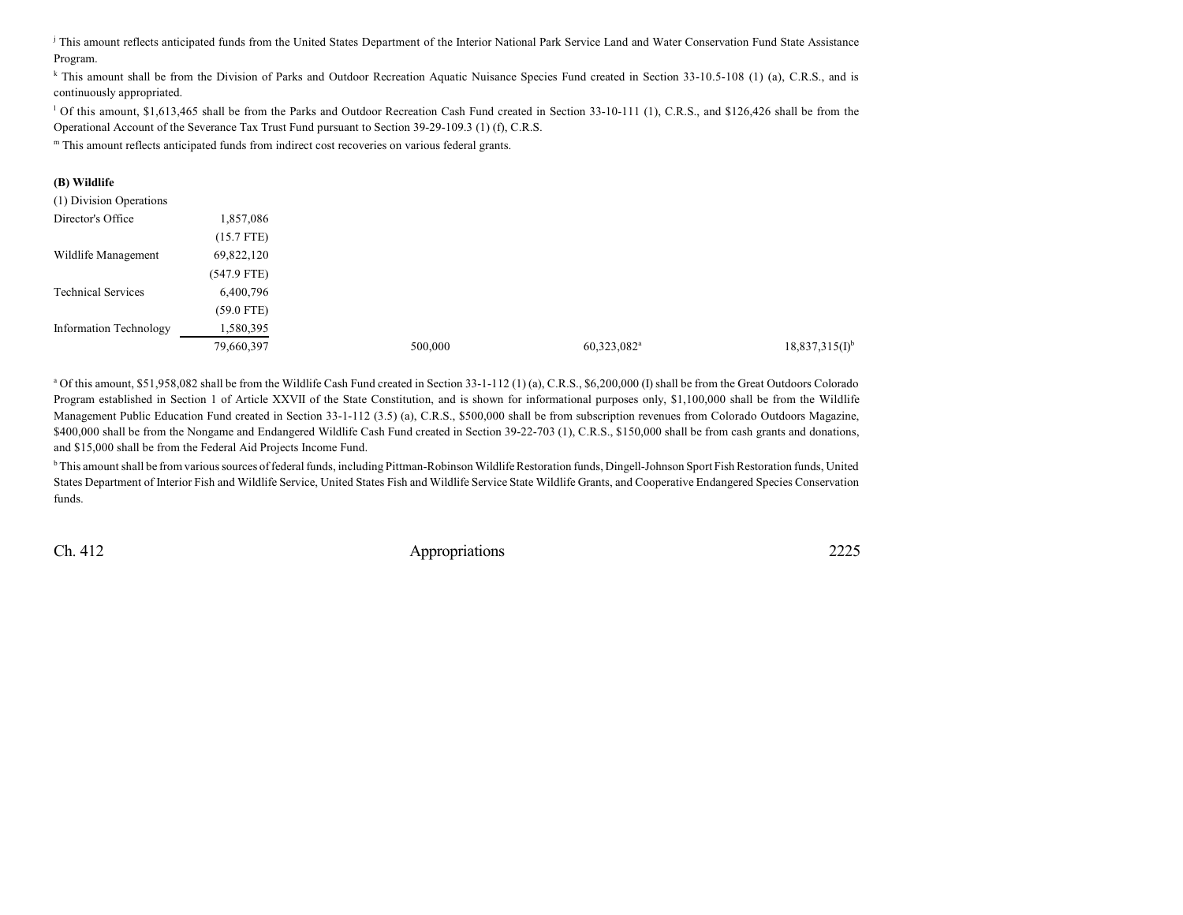[j] This amount reflects anticipated funds from the United States Department of the Interior National Park Service Land and Water Conservation Fund State Assistance Program.

[k] This amount shall be from the Division of Parks and Outdoor Recreation Aquatic Nuisance Species Fund created in Section 33-10.5-108 (1) (a), C.R.S., and is continuously appropriated.

[l] Of this amount, $1,613,465 shall be from the Parks and Outdoor Recreation Cash Fund created in Section 33-10-111 (1), C.R.S., and $126,426 shall be from the Operational Account of the Severance Tax Trust Fund pursuant to Section 39-29-109.3 (1) (f), C.R.S.

[m] This amount reflects anticipated funds from indirect cost recoveries on various federal grants.

**(B) Wildlife**

| | | | | |
|---|---|---|---|---|
| (1) Division Operations | | | | |
| Director's Office | 1,857,086 | | | |
| | (15.7 FTE) | | | |
| Wildlife Management | 69,822,120 | | | |
| | (547.9 FTE) | | | |
| Technical Services | 6,400,796 | | | |
| | (59.0 FTE) | | | |
| Information Technology | 1,580,395 | | | |
| | 79,660,397 | 500,000 | 60,323,082[a] | 18,837,315(I)[b] |

[a] Of this amount, $51,958,082 shall be from the Wildlife Cash Fund created in Section 33-1-112 (1) (a), C.R.S., $6,200,000 (I) shall be from the Great Outdoors Colorado Program established in Section 1 of Article XXVII of the State Constitution, and is shown for informational purposes only, $1,100,000 shall be from the Wildlife Management Public Education Fund created in Section 33-1-112 (3.5) (a), C.R.S., $500,000 shall be from subscription revenues from Colorado Outdoors Magazine, $400,000 shall be from the Nongame and Endangered Wildlife Cash Fund created in Section 39-22-703 (1), C.R.S., $150,000 shall be from cash grants and donations, and $15,000 shall be from the Federal Aid Projects Income Fund.

[b] This amount shall be from various sources of federal funds, including Pittman-Robinson Wildlife Restoration funds, Dingell-Johnson Sport Fish Restoration funds, United States Department of Interior Fish and Wildlife Service, United States Fish and Wildlife Service State Wildlife Grants, and Cooperative Endangered Species Conservation funds.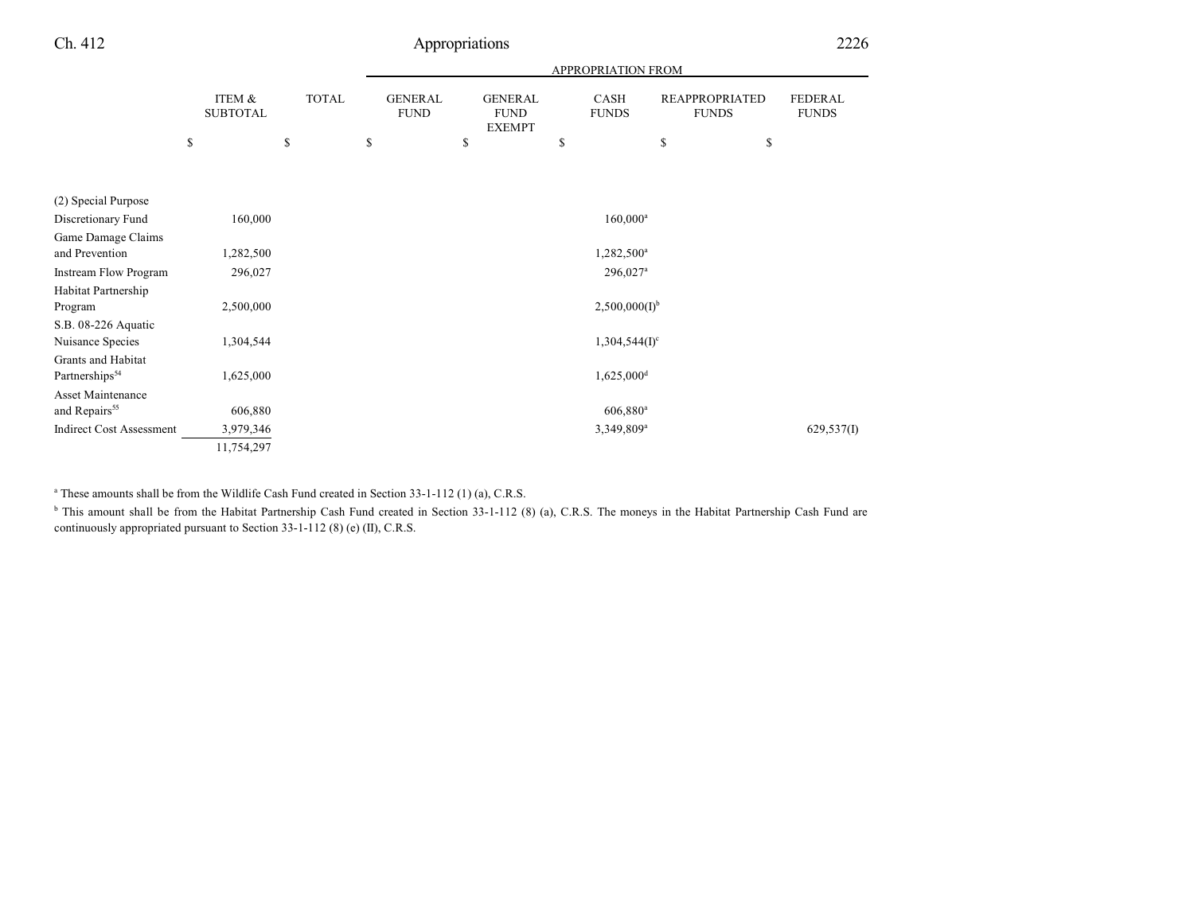| | ITEM & SUBTOTAL | TOTAL | APPROPRIATION FROM | | | | |
|---|---|---|---|---|---|---|---|
| | | | GENERAL FUND | GENERAL FUND EXEMPT | CASH FUNDS | REAPPROPRIATED FUNDS | FEDERAL FUNDS |
| | $ | $ | $ | $ | $ | $ | $ |
| (2) Special Purpose | | | | | | | |
| Discretionary Fund | 160,000 | | | | 160,000[a] | | |
| Game Damage Claims and Prevention | 1,282,500 | | | | 1,282,500[a] | | |
| Instream Flow Program | 296,027 | | | | 296,027[a] | | |
| Habitat Partnership Program | 2,500,000 | | | | 2,500,000(I)[b] | | |
| S.B. 08-226 Aquatic Nuisance Species | 1,304,544 | | | | 1,304,544(I)[c] | | |
| Grants and Habitat Partnerships[54] | 1,625,000 | | | | 1,625,000[d] | | |
| Asset Maintenance and Repairs[55] | 606,880 | | | | 606,880[a] | | |
| Indirect Cost Assessment | 3,979,346 | | | | 3,349,809[a] | | 629,537(I) |
| | 11,754,297 | | | | | | |

[a] These amounts shall be from the Wildlife Cash Fund created in Section 33-1-112 (1) (a), C.R.S.

[b] This amount shall be from the Habitat Partnership Cash Fund created in Section 33-1-112 (8) (a), C.R.S. The moneys in the Habitat Partnership Cash Fund are continuously appropriated pursuant to Section 33-1-112 (8) (e) (II), C.R.S.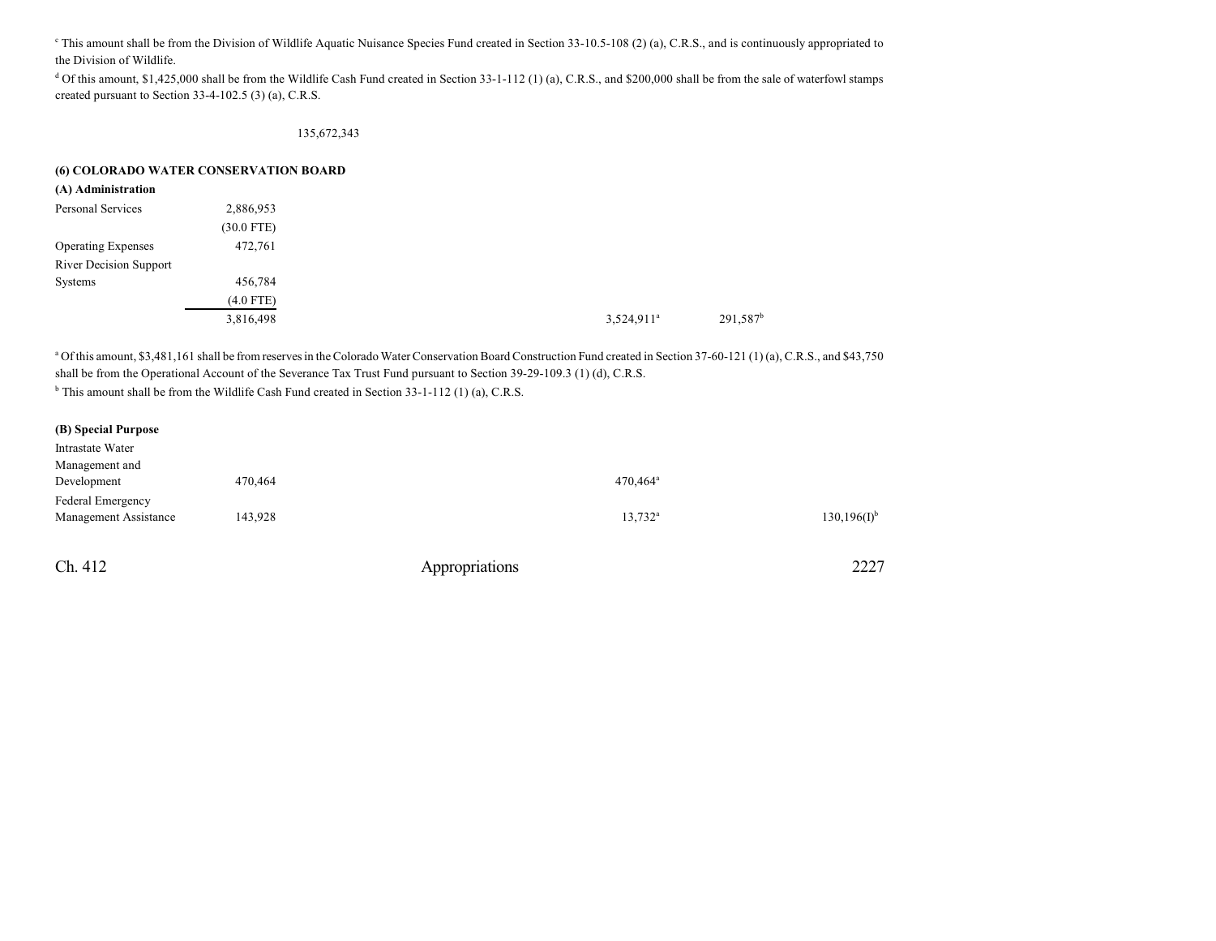[c] This amount shall be from the Division of Wildlife Aquatic Nuisance Species Fund created in Section 33-10.5-108 (2) (a), C.R.S., and is continuously appropriated to the Division of Wildlife.

[d] Of this amount, $1,425,000 shall be from the Wildlife Cash Fund created in Section 33-1-112 (1) (a), C.R.S., and $200,000 shall be from the sale of waterfowl stamps created pursuant to Section 33-4-102.5 (3) (a), C.R.S.

135,672,343

**(6) COLORADO WATER CONSERVATION BOARD**

**(A) Administration**

| | | | | | | |
|---|---|---|---|---|---|---|
| Personal Services | 2,886,953 | | | | | |
| | (30.0 FTE) | | | | | |
| Operating Expenses | 472,761 | | | | | |
| River Decision Support Systems | 456,784 | | | | | |
| | (4.0 FTE) | | | | | |
| | 3,816,498 | | | 3,524,911[a] | 291,587[b] | |

[a] Of this amount, $3,481,161 shall be from reserves in the Colorado Water Conservation Board Construction Fund created in Section 37-60-121 (1) (a), C.R.S., and $43,750 shall be from the Operational Account of the Severance Tax Trust Fund pursuant to Section 39-29-109.3 (1) (d), C.R.S.

[b] This amount shall be from the Wildlife Cash Fund created in Section 33-1-112 (1) (a), C.R.S.

**(B) Special Purpose**

| | | | | | | |
|---|---|---|---|---|---|---|
| Intrastate Water Management and Development | 470,464 | | | 470,464[a] | | |
| Federal Emergency Management Assistance | 143,928 | | | 13,732[a] | | 130,196(I)[b] |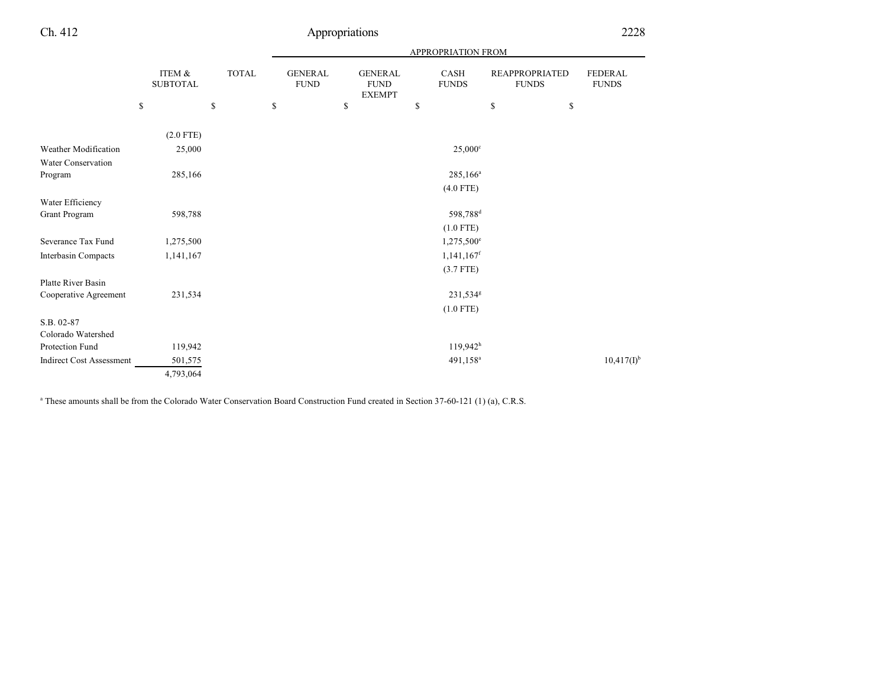| | ITEM & SUBTOTAL | TOTAL | APPROPRIATION FROM | | | | |
|---|---|---|---|---|---|---|---|
| | | | GENERAL FUND | GENERAL FUND EXEMPT | CASH FUNDS | REAPPROPRIATED FUNDS | FEDERAL FUNDS |
| | $ | $ | $ | $ | $ | $ | $ |
| | (2.0 FTE) | | | | | | |
| Weather Modification | 25,000 | | | | 25,000[c] | | |
| Water Conservation Program | 285,166 | | | | 285,166[a] | | |
| | | | | | (4.0 FTE) | | |
| Water Efficiency Grant Program | 598,788 | | | | 598,788[d] | | |
| | | | | | (1.0 FTE) | | |
| Severance Tax Fund | 1,275,500 | | | | 1,275,500[e] | | |
| Interbasin Compacts | 1,141,167 | | | | 1,141,167[f] | | |
| | | | | | (3.7 FTE) | | |
| Platte River Basin Cooperative Agreement | 231,534 | | | | 231,534[g] | | |
| | | | | | (1.0 FTE) | | |
| S.B. 02-87 Colorado Watershed Protection Fund | 119,942 | | | | 119,942[h] | | |
| Indirect Cost Assessment | 501,575 | | | | 491,158[a] | | 10,417(I)[b] |
| | 4,793,064 | | | | | | |

[a] These amounts shall be from the Colorado Water Conservation Board Construction Fund created in Section 37-60-121 (1) (a), C.R.S.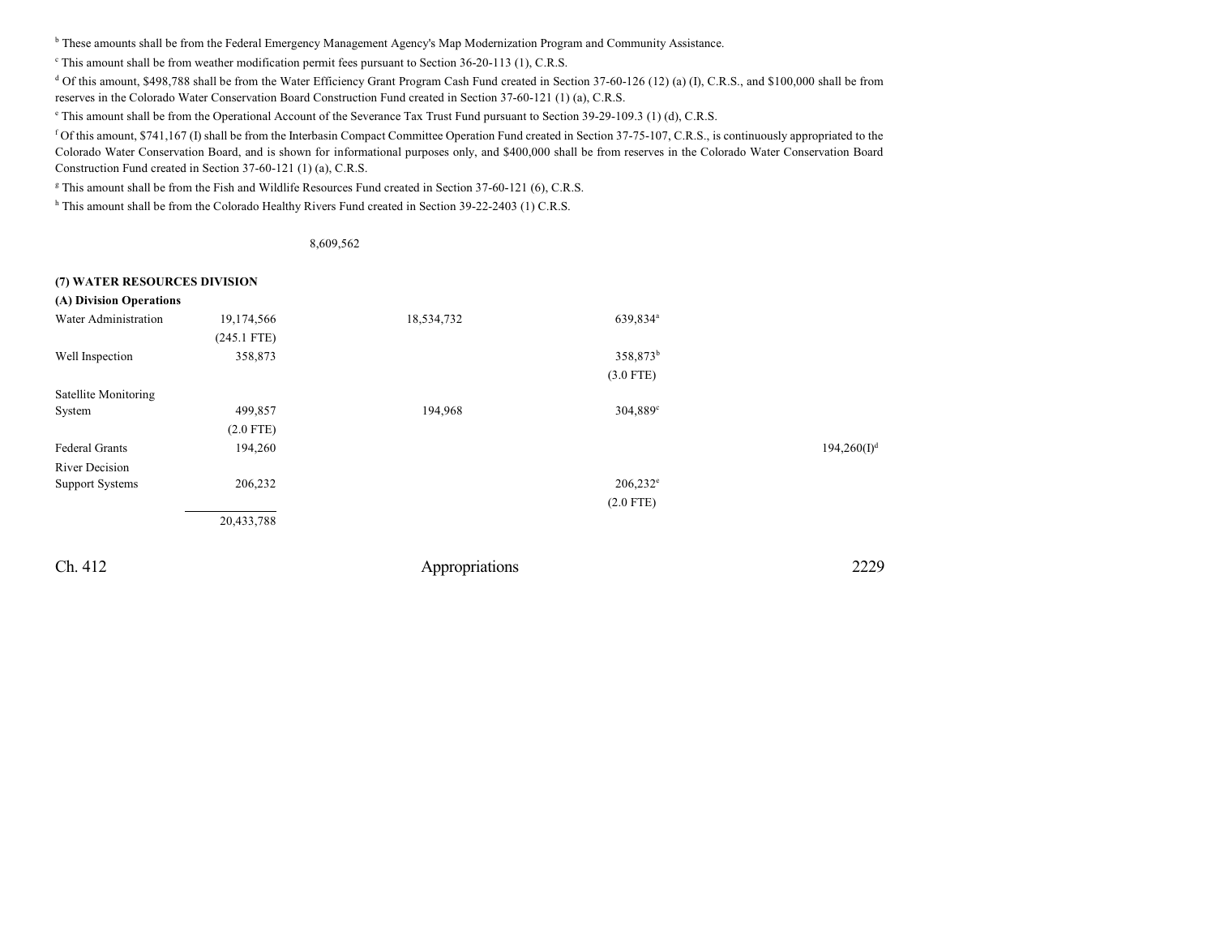[b] These amounts shall be from the Federal Emergency Management Agency's Map Modernization Program and Community Assistance.

[c] This amount shall be from weather modification permit fees pursuant to Section 36-20-113 (1), C.R.S.

[d] Of this amount, $498,788 shall be from the Water Efficiency Grant Program Cash Fund created in Section 37-60-126 (12) (a) (I), C.R.S., and $100,000 shall be from reserves in the Colorado Water Conservation Board Construction Fund created in Section 37-60-121 (1) (a), C.R.S.

[e] This amount shall be from the Operational Account of the Severance Tax Trust Fund pursuant to Section 39-29-109.3 (1) (d), C.R.S.

[f] Of this amount, $741,167 (I) shall be from the Interbasin Compact Committee Operation Fund created in Section 37-75-107, C.R.S., is continuously appropriated to the Colorado Water Conservation Board, and is shown for informational purposes only, and $400,000 shall be from reserves in the Colorado Water Conservation Board Construction Fund created in Section 37-60-121 (1) (a), C.R.S.

[g] This amount shall be from the Fish and Wildlife Resources Fund created in Section 37-60-121 (6), C.R.S.

[h] This amount shall be from the Colorado Healthy Rivers Fund created in Section 39-22-2403 (1) C.R.S.

| | | | | | |
|---|---|---|---|---|---|
| | | 8,609,562 | | | |
| **(7) WATER RESOURCES DIVISION** | | | | | |
| **(A) Division Operations** | | | | | |
| Water Administration | 19,174,566 | | 18,534,732 | 639,834[a] | |
| | (245.1 FTE) | | | | |
| Well Inspection | 358,873 | | | 358,873[b] | |
| | | | | (3.0 FTE) | |
| Satellite Monitoring System | 499,857 | | 194,968 | 304,889[c] | |
| | (2.0 FTE) | | | | |
| Federal Grants | 194,260 | | | | 194,260(I)[d] |
| River Decision Support Systems | 206,232 | | | 206,232[e] | |
| | | | | (2.0 FTE) | |
| | 20,433,788 | | | | |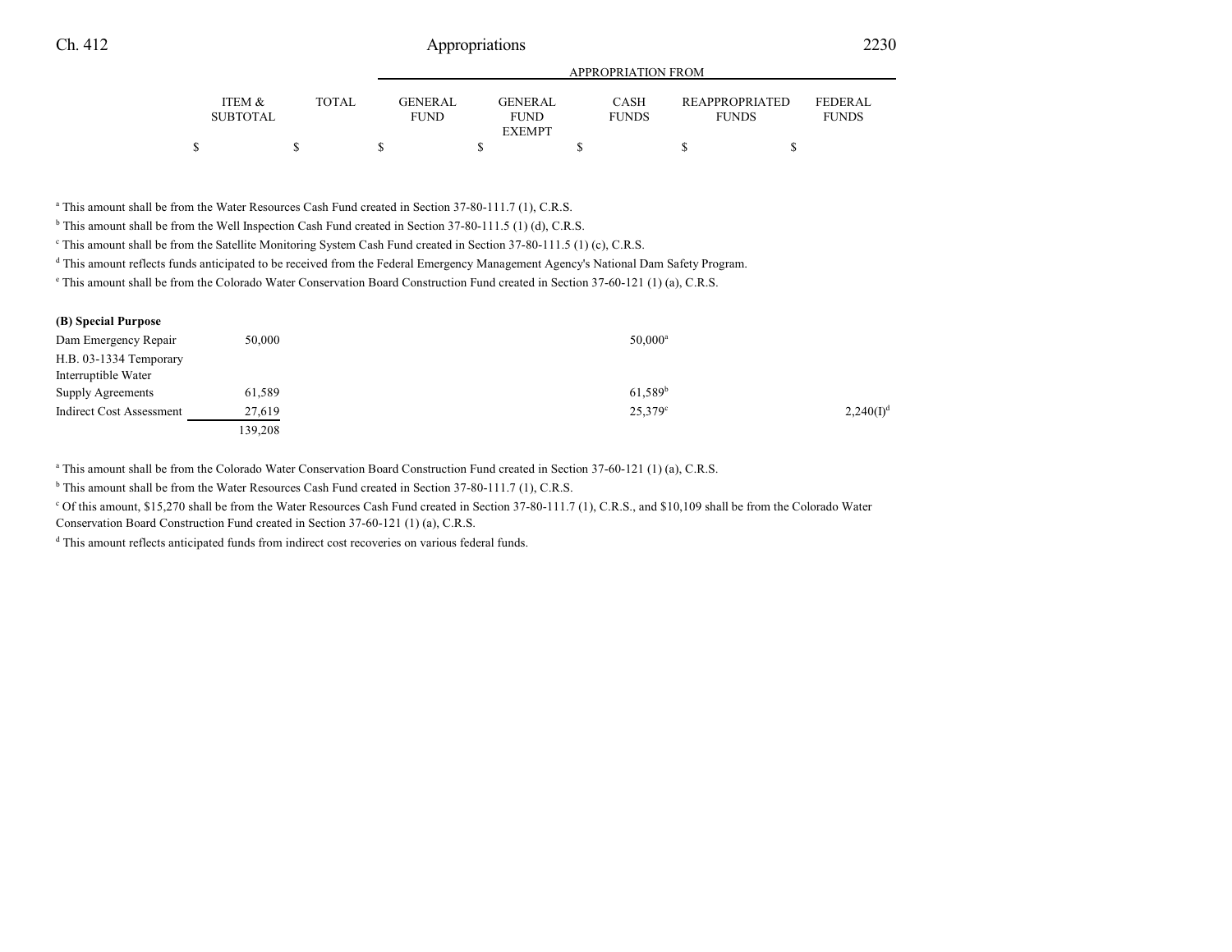| | ITEM & SUBTOTAL | TOTAL | GENERAL FUND | GENERAL FUND EXEMPT | CASH FUNDS | REAPPROPRIATED FUNDS | FEDERAL FUNDS |
|---|---|---|---|---|---|---|---|
| | $ | $ | $ | $ | $ | $ | $ |

[a] This amount shall be from the Water Resources Cash Fund created in Section 37-80-111.7 (1), C.R.S.

[b] This amount shall be from the Well Inspection Cash Fund created in Section 37-80-111.5 (1) (d), C.R.S.

[c] This amount shall be from the Satellite Monitoring System Cash Fund created in Section 37-80-111.5 (1) (c), C.R.S.

[d] This amount reflects funds anticipated to be received from the Federal Emergency Management Agency's National Dam Safety Program.

[e] This amount shall be from the Colorado Water Conservation Board Construction Fund created in Section 37-60-121 (1) (a), C.R.S.

**(B) Special Purpose**

| | ITEM & SUBTOTAL | TOTAL | GENERAL FUND | GENERAL FUND EXEMPT | CASH FUNDS | REAPPROPRIATED FUNDS | FEDERAL FUNDS |
|---|---|---|---|---|---|---|---|
| Dam Emergency Repair | 50,000 | | | | 50,000[a] | | |
| H.B. 03-1334 Temporary Interruptible Water Supply Agreements | 61,589 | | | | 61,589[b] | | |
| Indirect Cost Assessment | 27,619 | | | | 25,379[c] | | 2,240(I)[d] |
| | 139,208 | | | | | | |

[a] This amount shall be from the Colorado Water Conservation Board Construction Fund created in Section 37-60-121 (1) (a), C.R.S.

[b] This amount shall be from the Water Resources Cash Fund created in Section 37-80-111.7 (1), C.R.S.

[c] Of this amount, $15,270 shall be from the Water Resources Cash Fund created in Section 37-80-111.7 (1), C.R.S., and $10,109 shall be from the Colorado Water Conservation Board Construction Fund created in Section 37-60-121 (1) (a), C.R.S.

[d] This amount reflects anticipated funds from indirect cost recoveries on various federal funds.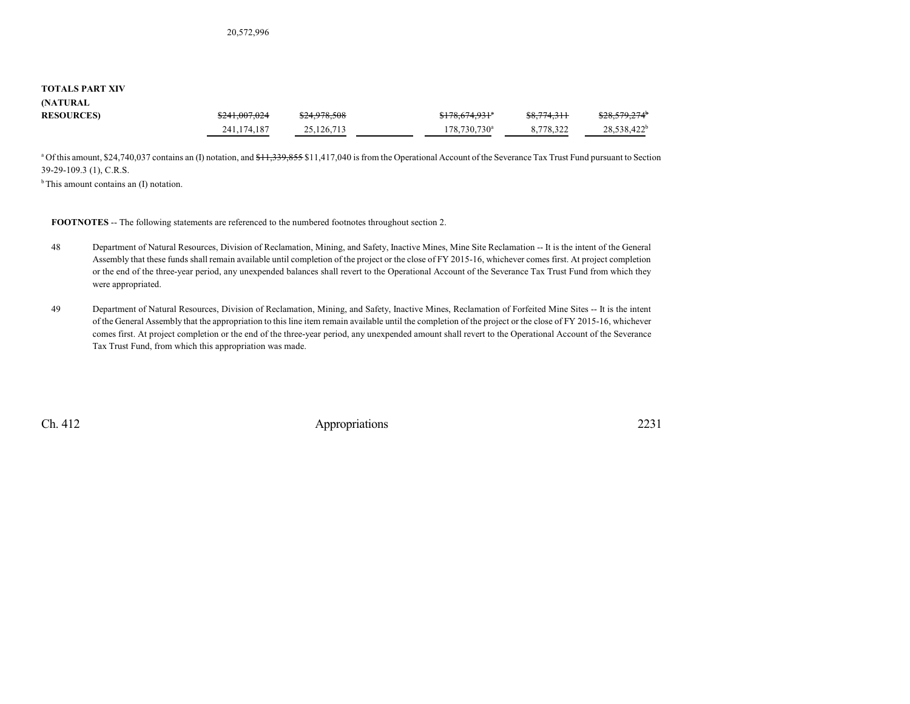20,572,996

| | | | | | | |
|---|---|---|---|---|---|---|
| **TOTALS PART XIV (NATURAL RESOURCES)** | ~~$241,007,024~~ | ~~$24,978,508~~ | | ~~$178,674,931[a]~~ | ~~$8,774,311~~ | ~~$28,579,274[b]~~ |
| | 241,174,187 | 25,126,713 | | 178,730,730[a] | 8,778,322 | 28,538,422[b] |

[a] Of this amount, $24,740,037 contains an (I) notation, and ~~$11,339,855~~ $11,417,040 is from the Operational Account of the Severance Tax Trust Fund pursuant to Section 39-29-109.3 (1), C.R.S.

[b] This amount contains an (I) notation.

**FOOTNOTES** -- The following statements are referenced to the numbered footnotes throughout section 2.

48 Department of Natural Resources, Division of Reclamation, Mining, and Safety, Inactive Mines, Mine Site Reclamation -- It is the intent of the General Assembly that these funds shall remain available until completion of the project or the close of FY 2015-16, whichever comes first. At project completion or the end of the three-year period, any unexpended balances shall revert to the Operational Account of the Severance Tax Trust Fund from which they were appropriated.

49 Department of Natural Resources, Division of Reclamation, Mining, and Safety, Inactive Mines, Reclamation of Forfeited Mine Sites -- It is the intent of the General Assembly that the appropriation to this line item remain available until the completion of the project or the close of FY 2015-16, whichever comes first. At project completion or the end of the three-year period, any unexpended amount shall revert to the Operational Account of the Severance Tax Trust Fund, from which this appropriation was made.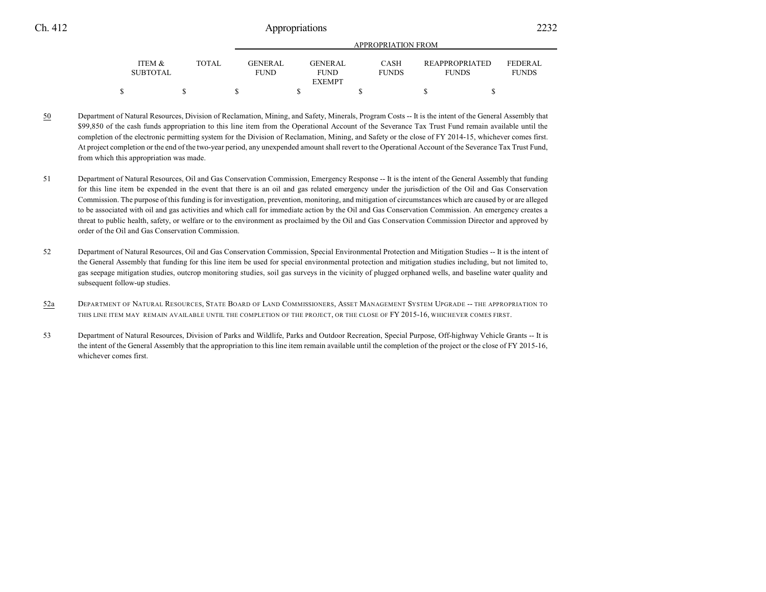| ITEM & SUBTOTAL | TOTAL | GENERAL FUND | GENERAL FUND EXEMPT | CASH FUNDS | REAPPROPRIATED FUNDS | FEDERAL FUNDS |
|---|---|---|---|---|---|---|
| | | APPROPRIATION FROM | | | | |
| $ | $ | $ | $ | $ | $ | $ |

50 Department of Natural Resources, Division of Reclamation, Mining, and Safety, Minerals, Program Costs -- It is the intent of the General Assembly that $99,850 of the cash funds appropriation to this line item from the Operational Account of the Severance Tax Trust Fund remain available until the completion of the electronic permitting system for the Division of Reclamation, Mining, and Safety or the close of FY 2014-15, whichever comes first. At project completion or the end of the two-year period, any unexpended amount shall revert to the Operational Account of the Severance Tax Trust Fund, from which this appropriation was made.

51 Department of Natural Resources, Oil and Gas Conservation Commission, Emergency Response -- It is the intent of the General Assembly that funding for this line item be expended in the event that there is an oil and gas related emergency under the jurisdiction of the Oil and Gas Conservation Commission. The purpose of this funding is for investigation, prevention, monitoring, and mitigation of circumstances which are caused by or are alleged to be associated with oil and gas activities and which call for immediate action by the Oil and Gas Conservation Commission. An emergency creates a threat to public health, safety, or welfare or to the environment as proclaimed by the Oil and Gas Conservation Commission Director and approved by order of the Oil and Gas Conservation Commission.

52 Department of Natural Resources, Oil and Gas Conservation Commission, Special Environmental Protection and Mitigation Studies -- It is the intent of the General Assembly that funding for this line item be used for special environmental protection and mitigation studies including, but not limited to, gas seepage mitigation studies, outcrop monitoring studies, soil gas surveys in the vicinity of plugged orphaned wells, and baseline water quality and subsequent follow-up studies.

52a DEPARTMENT OF NATURAL RESOURCES, STATE BOARD OF LAND COMMISSIONERS, ASSET MANAGEMENT SYSTEM UPGRADE -- THE APPROPRIATION TO THIS LINE ITEM MAY REMAIN AVAILABLE UNTIL THE COMPLETION OF THE PROJECT, OR THE CLOSE OF FY 2015-16, WHICHEVER COMES FIRST.

53 Department of Natural Resources, Division of Parks and Wildlife, Parks and Outdoor Recreation, Special Purpose, Off-highway Vehicle Grants -- It is the intent of the General Assembly that the appropriation to this line item remain available until the completion of the project or the close of FY 2015-16, whichever comes first.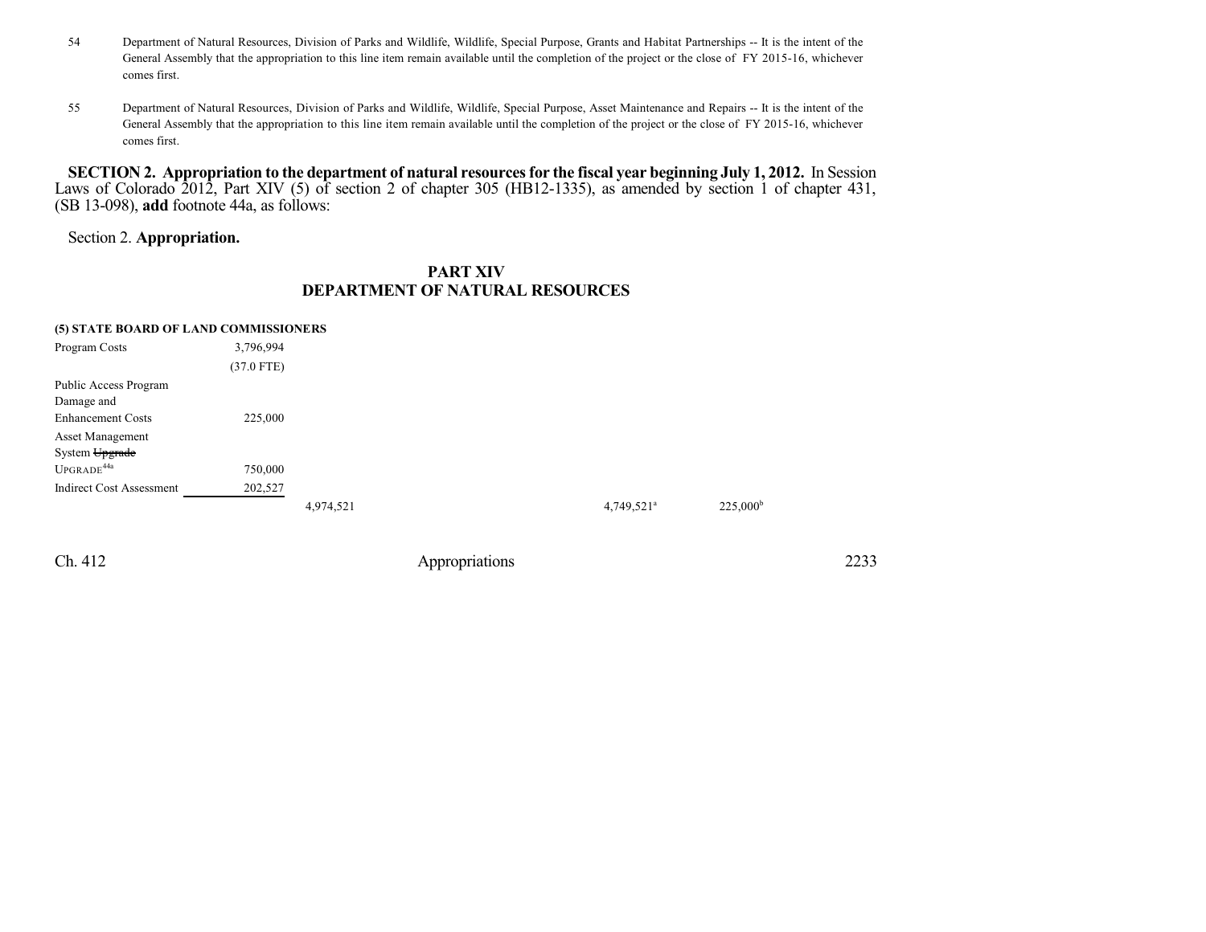54 Department of Natural Resources, Division of Parks and Wildlife, Wildlife, Special Purpose, Grants and Habitat Partnerships -- It is the intent of the General Assembly that the appropriation to this line item remain available until the completion of the project or the close of FY 2015-16, whichever comes first.

55 Department of Natural Resources, Division of Parks and Wildlife, Wildlife, Special Purpose, Asset Maintenance and Repairs -- It is the intent of the General Assembly that the appropriation to this line item remain available until the completion of the project or the close of FY 2015-16, whichever comes first.

**SECTION 2. Appropriation to the department of natural resources for the fiscal year beginning July 1, 2012.** In Session Laws of Colorado 2012, Part XIV (5) of section 2 of chapter 305 (HB12-1335), as amended by section 1 of chapter 431, (SB 13-098), **add** footnote 44a, as follows:

Section 2. **Appropriation.**

## PART XIV
## DEPARTMENT OF NATURAL RESOURCES

**(5) STATE BOARD OF LAND COMMISSIONERS**

| | | | | |
|---|---|---|---|---|
| Program Costs | 3,796,994 | | | |
| | (37.0 FTE) | | | |
| Public Access Program Damage and Enhancement Costs | 225,000 | | | |
| Asset Management System ~~Upgrade~~ UPGRADE[44a] | 750,000 | | | |
| Indirect Cost Assessment | 202,527 | | | |
| | | 4,974,521 | 4,749,521[a] | 225,000[b] |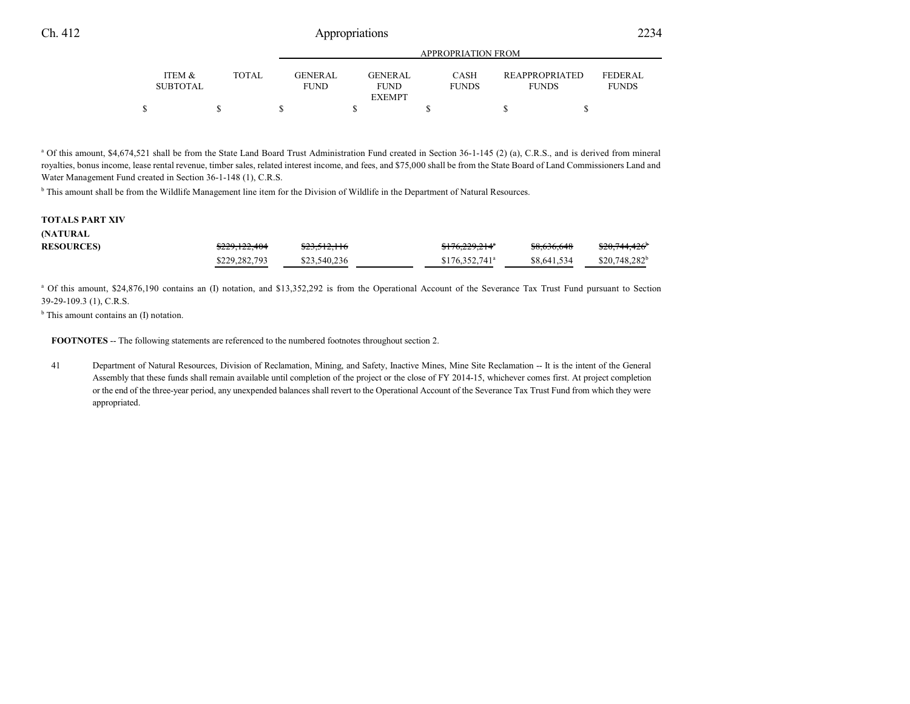| | ITEM & SUBTOTAL | TOTAL | GENERAL FUND | GENERAL FUND EXEMPT | CASH FUNDS | REAPPROPRIATED FUNDS | FEDERAL FUNDS |
|---|---|---|---|---|---|---|---|
| | | | APPROPRIATION FROM | | | | |
| | $ | $ | $ | $ | $ | $ | $ |

[a] Of this amount, $4,674,521 shall be from the State Land Board Trust Administration Fund created in Section 36-1-145 (2) (a), C.R.S., and is derived from mineral royalties, bonus income, lease rental revenue, timber sales, related interest income, and fees, and $75,000 shall be from the State Board of Land Commissioners Land and Water Management Fund created in Section 36-1-148 (1), C.R.S.

[b] This amount shall be from the Wildlife Management line item for the Division of Wildlife in the Department of Natural Resources.

| | ITEM & SUBTOTAL | TOTAL | GENERAL FUND | GENERAL FUND EXEMPT | CASH FUNDS | REAPPROPRIATED FUNDS | FEDERAL FUNDS |
|---|---|---|---|---|---|---|---|
| **TOTALS PART XIV (NATURAL RESOURCES)** | | ~~$229,122,404~~ | ~~$23,512,116~~ | | ~~$176,229,214~~[a] | ~~$8,636,648~~ | ~~$20,744,426~~[b] |
| | | $229,282,793 | $23,540,236 | | $176,352,741[a] | $8,641,534 | $20,748,282[b] |

[a] Of this amount, $24,876,190 contains an (I) notation, and $13,352,292 is from the Operational Account of the Severance Tax Trust Fund pursuant to Section 39-29-109.3 (1), C.R.S.

[b] This amount contains an (I) notation.

**FOOTNOTES** -- The following statements are referenced to the numbered footnotes throughout section 2.

41 Department of Natural Resources, Division of Reclamation, Mining, and Safety, Inactive Mines, Mine Site Reclamation -- It is the intent of the General Assembly that these funds shall remain available until completion of the project or the close of FY 2014-15, whichever comes first. At project completion or the end of the three-year period, any unexpended balances shall revert to the Operational Account of the Severance Tax Trust Fund from which they were appropriated.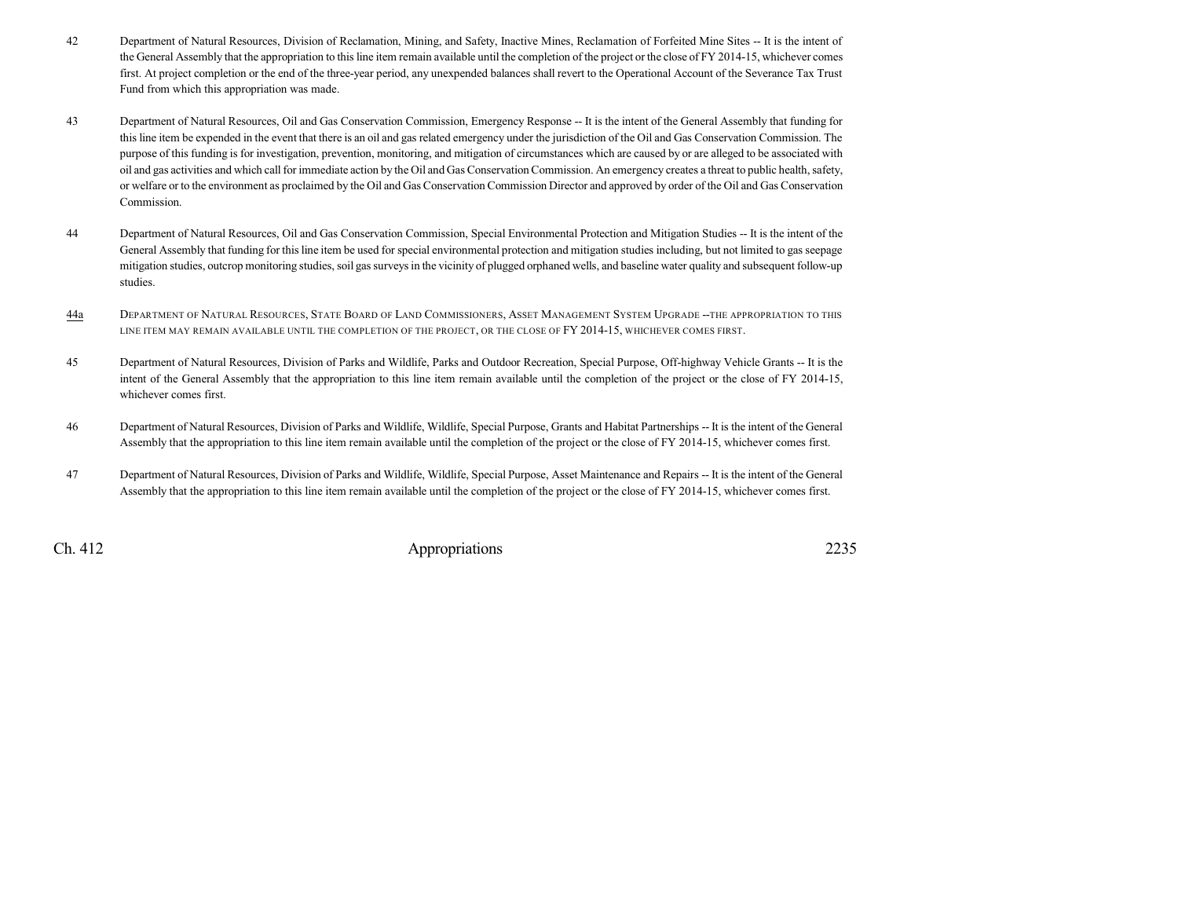42 Department of Natural Resources, Division of Reclamation, Mining, and Safety, Inactive Mines, Reclamation of Forfeited Mine Sites -- It is the intent of the General Assembly that the appropriation to this line item remain available until the completion of the project or the close of FY 2014-15, whichever comes first. At project completion or the end of the three-year period, any unexpended balances shall revert to the Operational Account of the Severance Tax Trust Fund from which this appropriation was made.

43 Department of Natural Resources, Oil and Gas Conservation Commission, Emergency Response -- It is the intent of the General Assembly that funding for this line item be expended in the event that there is an oil and gas related emergency under the jurisdiction of the Oil and Gas Conservation Commission. The purpose of this funding is for investigation, prevention, monitoring, and mitigation of circumstances which are caused by or are alleged to be associated with oil and gas activities and which call for immediate action by the Oil and Gas Conservation Commission. An emergency creates a threat to public health, safety, or welfare or to the environment as proclaimed by the Oil and Gas Conservation Commission Director and approved by order of the Oil and Gas Conservation Commission.

44 Department of Natural Resources, Oil and Gas Conservation Commission, Special Environmental Protection and Mitigation Studies -- It is the intent of the General Assembly that funding for this line item be used for special environmental protection and mitigation studies including, but not limited to gas seepage mitigation studies, outcrop monitoring studies, soil gas surveys in the vicinity of plugged orphaned wells, and baseline water quality and subsequent follow-up studies.

44a DEPARTMENT OF NATURAL RESOURCES, STATE BOARD OF LAND COMMISSIONERS, ASSET MANAGEMENT SYSTEM UPGRADE --THE APPROPRIATION TO THIS LINE ITEM MAY REMAIN AVAILABLE UNTIL THE COMPLETION OF THE PROJECT, OR THE CLOSE OF FY 2014-15, WHICHEVER COMES FIRST.

45 Department of Natural Resources, Division of Parks and Wildlife, Parks and Outdoor Recreation, Special Purpose, Off-highway Vehicle Grants -- It is the intent of the General Assembly that the appropriation to this line item remain available until the completion of the project or the close of FY 2014-15, whichever comes first.

46 Department of Natural Resources, Division of Parks and Wildlife, Wildlife, Special Purpose, Grants and Habitat Partnerships -- It is the intent of the General Assembly that the appropriation to this line item remain available until the completion of the project or the close of FY 2014-15, whichever comes first.

47 Department of Natural Resources, Division of Parks and Wildlife, Wildlife, Special Purpose, Asset Maintenance and Repairs -- It is the intent of the General Assembly that the appropriation to this line item remain available until the completion of the project or the close of FY 2014-15, whichever comes first.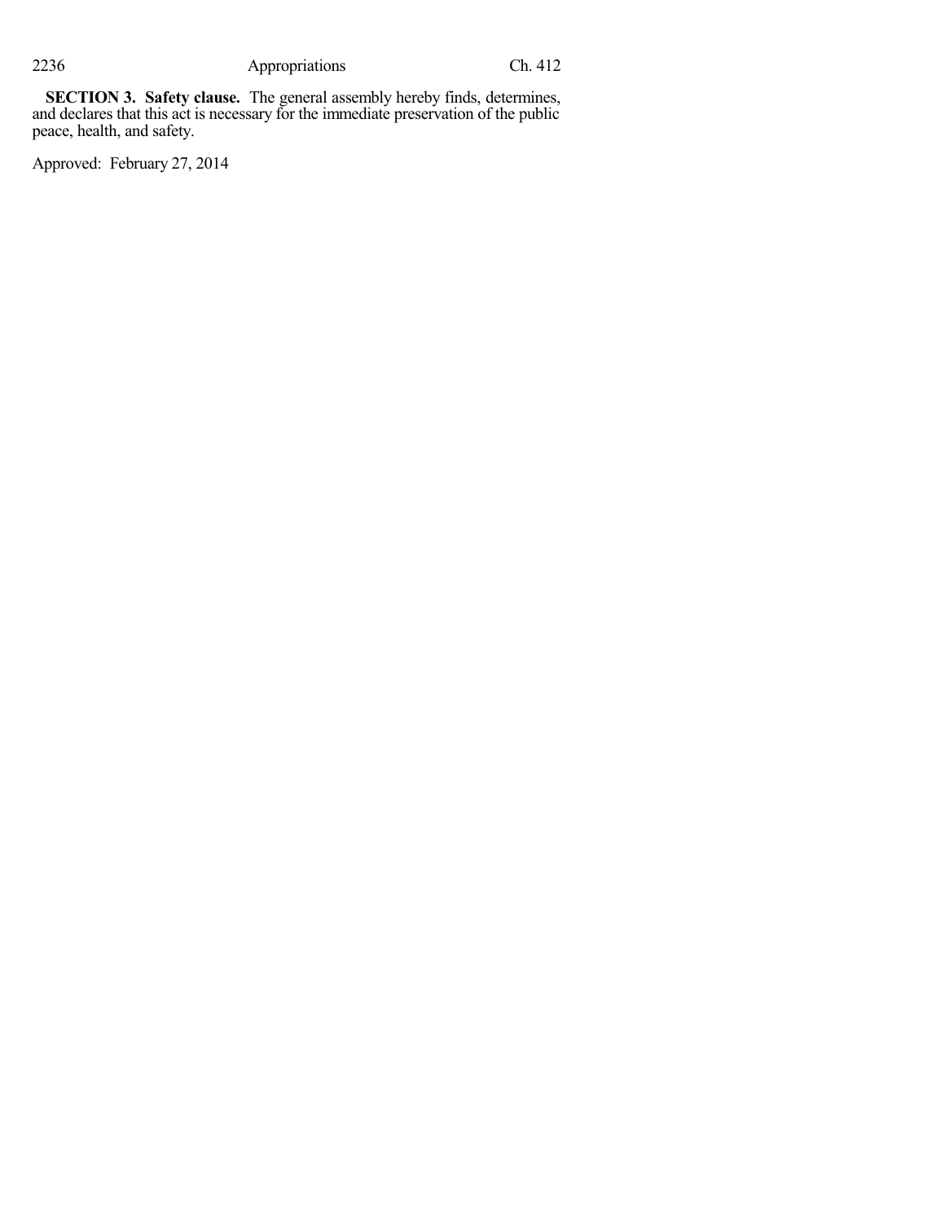**SECTION 3. Safety clause.** The general assembly hereby finds, determines, and declares that this act is necessary for the immediate preservation of the public peace, health, and safety.

Approved: February 27, 2014